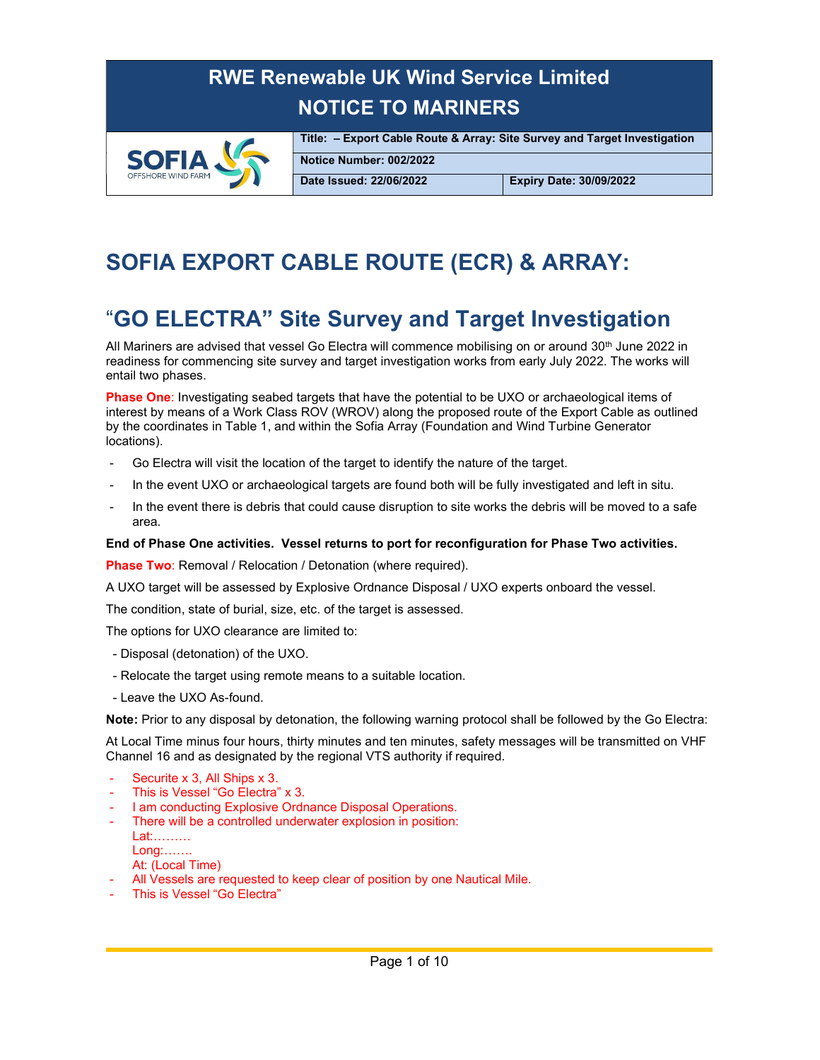# RWE Renewable UK Wind Service Limited
# NOTICE TO MARINERS

| SOFIA OFFSHORE WIND FARM | Title: – Export Cable Route & Array: Site Survey and Target Investigation | |
|---|---|---|
| | Notice Number: 002/2022 | |
| | Date Issued: 22/06/2022 | Expiry Date: 30/09/2022 |

# SOFIA EXPORT CABLE ROUTE (ECR) & ARRAY:

# "GO ELECTRA" Site Survey and Target Investigation

All Mariners are advised that vessel Go Electra will commence mobilising on or around 30th June 2022 in readiness for commencing site survey and target investigation works from early July 2022. The works will entail two phases.

**Phase One**: Investigating seabed targets that have the potential to be UXO or archaeological items of interest by means of a Work Class ROV (WROV) along the proposed route of the Export Cable as outlined by the coordinates in Table 1, and within the Sofia Array (Foundation and Wind Turbine Generator locations).

- Go Electra will visit the location of the target to identify the nature of the target.
- In the event UXO or archaeological targets are found both will be fully investigated and left in situ.
- In the event there is debris that could cause disruption to site works the debris will be moved to a safe area.

**End of Phase One activities. Vessel returns to port for reconfiguration for Phase Two activities.**

**Phase Two**: Removal / Relocation / Detonation (where required).

A UXO target will be assessed by Explosive Ordnance Disposal / UXO experts onboard the vessel.

The condition, state of burial, size, etc. of the target is assessed.

The options for UXO clearance are limited to:

- Disposal (detonation) of the UXO.
- Relocate the target using remote means to a suitable location.
- Leave the UXO As-found.

**Note:** Prior to any disposal by detonation, the following warning protocol shall be followed by the Go Electra:

At Local Time minus four hours, thirty minutes and ten minutes, safety messages will be transmitted on VHF Channel 16 and as designated by the regional VTS authority if required.

- Securite x 3, All Ships x 3.
- This is Vessel "Go Electra" x 3.
- I am conducting Explosive Ordnance Disposal Operations.
- There will be a controlled underwater explosion in position:
  Lat:………
  Long:…….
  At: (Local Time)
- All Vessels are requested to keep clear of position by one Nautical Mile.
- This is Vessel "Go Electra"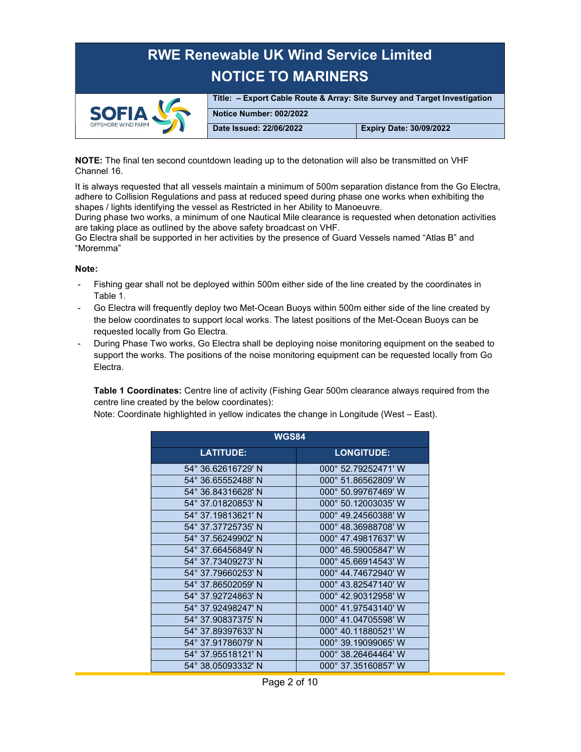# RWE Renewable UK Wind Service Limited
# NOTICE TO MARINERS

| SOFIA OFFSHORE WIND FARM | **Title: – Export Cable Route & Array: Site Survey and Target Investigation** | |
|---|---|---|
| | **Notice Number: 002/2022** | |
| | **Date Issued: 22/06/2022** | **Expiry Date: 30/09/2022** |

**NOTE:** The final ten second countdown leading up to the detonation will also be transmitted on VHF Channel 16.

It is always requested that all vessels maintain a minimum of 500m separation distance from the Go Electra, adhere to Collision Regulations and pass at reduced speed during phase one works when exhibiting the shapes / lights identifying the vessel as Restricted in her Ability to Manoeuvre.
During phase two works, a minimum of one Nautical Mile clearance is requested when detonation activities are taking place as outlined by the above safety broadcast on VHF.
Go Electra shall be supported in her activities by the presence of Guard Vessels named "Atlas B" and "Moremma"

**Note:**

- Fishing gear shall not be deployed within 500m either side of the line created by the coordinates in Table 1.
- Go Electra will frequently deploy two Met-Ocean Buoys within 500m either side of the line created by the below coordinates to support local works. The latest positions of the Met-Ocean Buoys can be requested locally from Go Electra.
- During Phase Two works, Go Electra shall be deploying noise monitoring equipment on the seabed to support the works. The positions of the noise monitoring equipment can be requested locally from Go Electra.

**Table 1 Coordinates:** Centre line of activity (Fishing Gear 500m clearance always required from the centre line created by the below coordinates):
Note: Coordinate highlighted in yellow indicates the change in Longitude (West – East).

| WGS84 | |
|---|---|
| **LATITUDE:** | **LONGITUDE:** |
| 54° 36.62616729' N | 000° 52.79252471' W |
| 54° 36.65552488' N | 000° 51.86562809' W |
| 54° 36.84316628' N | 000° 50.99767469' W |
| 54° 37.01820853' N | 000° 50.12003035' W |
| 54° 37.19813621' N | 000° 49.24560388' W |
| 54° 37.37725735' N | 000° 48.36988708' W |
| 54° 37.56249902' N | 000° 47.49817637' W |
| 54° 37.66456849' N | 000° 46.59005847' W |
| 54° 37.73409273' N | 000° 45.66914543' W |
| 54° 37.79660253' N | 000° 44.74672940' W |
| 54° 37.86502059' N | 000° 43.82547140' W |
| 54° 37.92724863' N | 000° 42.90312958' W |
| 54° 37.92498247' N | 000° 41.97543140' W |
| 54° 37.90837375' N | 000° 41.04705598' W |
| 54° 37.89397633' N | 000° 40.11880521' W |
| 54° 37.91786079' N | 000° 39.19099065' W |
| 54° 37.95518121' N | 000° 38.26464464' W |
| 54° 38.05093332' N | 000° 37.35160857' W |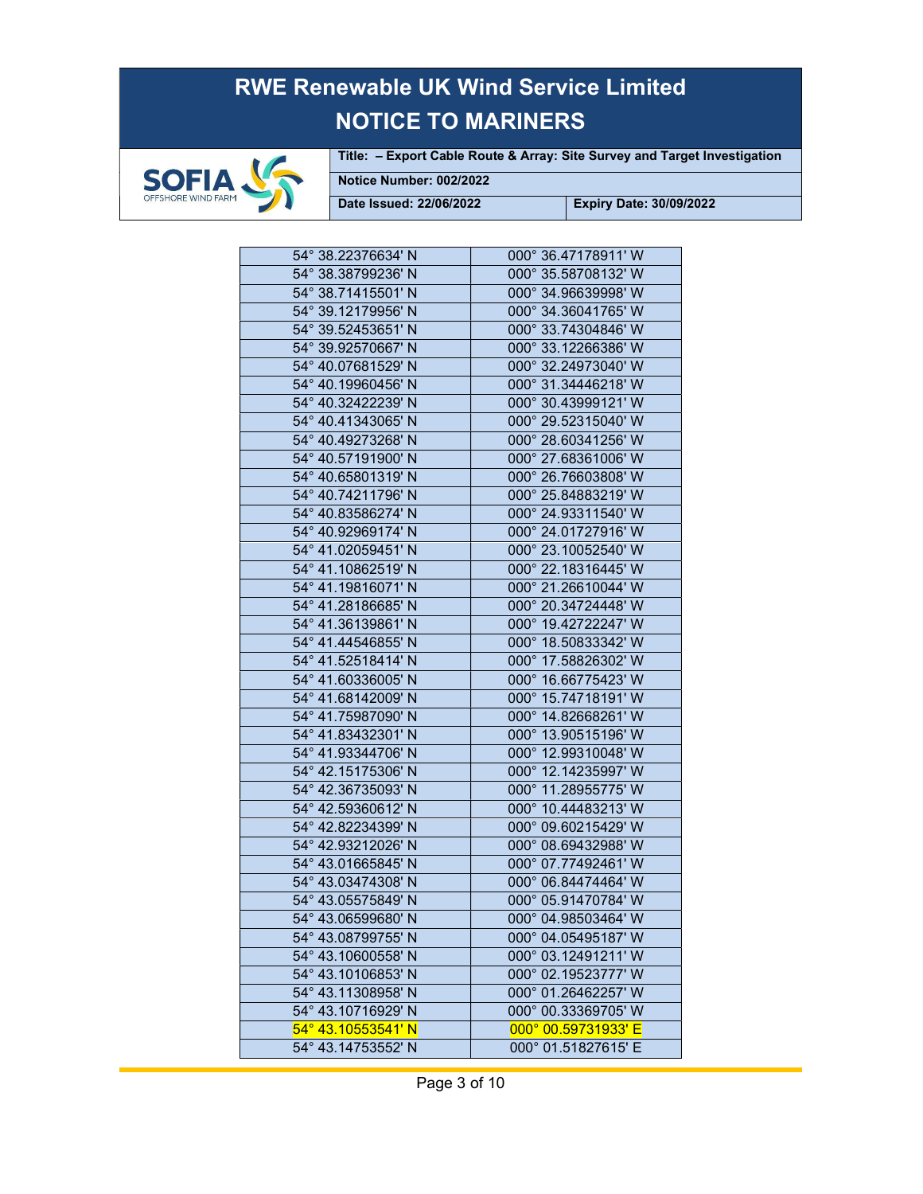| 54° 38.22376634' N | 000° 36.47178911' W |
|---|---|
| 54° 38.38799236' N | 000° 35.58708132' W |
| 54° 38.71415501' N | 000° 34.96639998' W |
| 54° 39.12179956' N | 000° 34.36041765' W |
| 54° 39.52453651' N | 000° 33.74304846' W |
| 54° 39.92570667' N | 000° 33.12266386' W |
| 54° 40.07681529' N | 000° 32.24973040' W |
| 54° 40.19960456' N | 000° 31.34446218' W |
| 54° 40.32422239' N | 000° 30.43999121' W |
| 54° 40.41343065' N | 000° 29.52315040' W |
| 54° 40.49273268' N | 000° 28.60341256' W |
| 54° 40.57191900' N | 000° 27.68361006' W |
| 54° 40.65801319' N | 000° 26.76603808' W |
| 54° 40.74211796' N | 000° 25.84883219' W |
| 54° 40.83586274' N | 000° 24.93311540' W |
| 54° 40.92969174' N | 000° 24.01727916' W |
| 54° 41.02059451' N | 000° 23.10052540' W |
| 54° 41.10862519' N | 000° 22.18316445' W |
| 54° 41.19816071' N | 000° 21.26610044' W |
| 54° 41.28186685' N | 000° 20.34724448' W |
| 54° 41.36139861' N | 000° 19.42722247' W |
| 54° 41.44546855' N | 000° 18.50833342' W |
| 54° 41.52518414' N | 000° 17.58826302' W |
| 54° 41.60336005' N | 000° 16.66775423' W |
| 54° 41.68142009' N | 000° 15.74718191' W |
| 54° 41.75987090' N | 000° 14.82668261' W |
| 54° 41.83432301' N | 000° 13.90515196' W |
| 54° 41.93344706' N | 000° 12.99310048' W |
| 54° 42.15175306' N | 000° 12.14235997' W |
| 54° 42.36735093' N | 000° 11.28955775' W |
| 54° 42.59360612' N | 000° 10.44483213' W |
| 54° 42.82234399' N | 000° 09.60215429' W |
| 54° 42.93212026' N | 000° 08.69432988' W |
| 54° 43.01665845' N | 000° 07.77492461' W |
| 54° 43.03474308' N | 000° 06.84474464' W |
| 54° 43.05575849' N | 000° 05.91470784' W |
| 54° 43.06599680' N | 000° 04.98503464' W |
| 54° 43.08799755' N | 000° 04.05495187' W |
| 54° 43.10600558' N | 000° 03.12491211' W |
| 54° 43.10106853' N | 000° 02.19523777' W |
| 54° 43.11308958' N | 000° 01.26462257' W |
| 54° 43.10716929' N | 000° 00.33369705' W |
| 54° 43.10553541' N | 000° 00.59731933' E |
| 54° 43.14753552' N | 000° 01.51827615' E |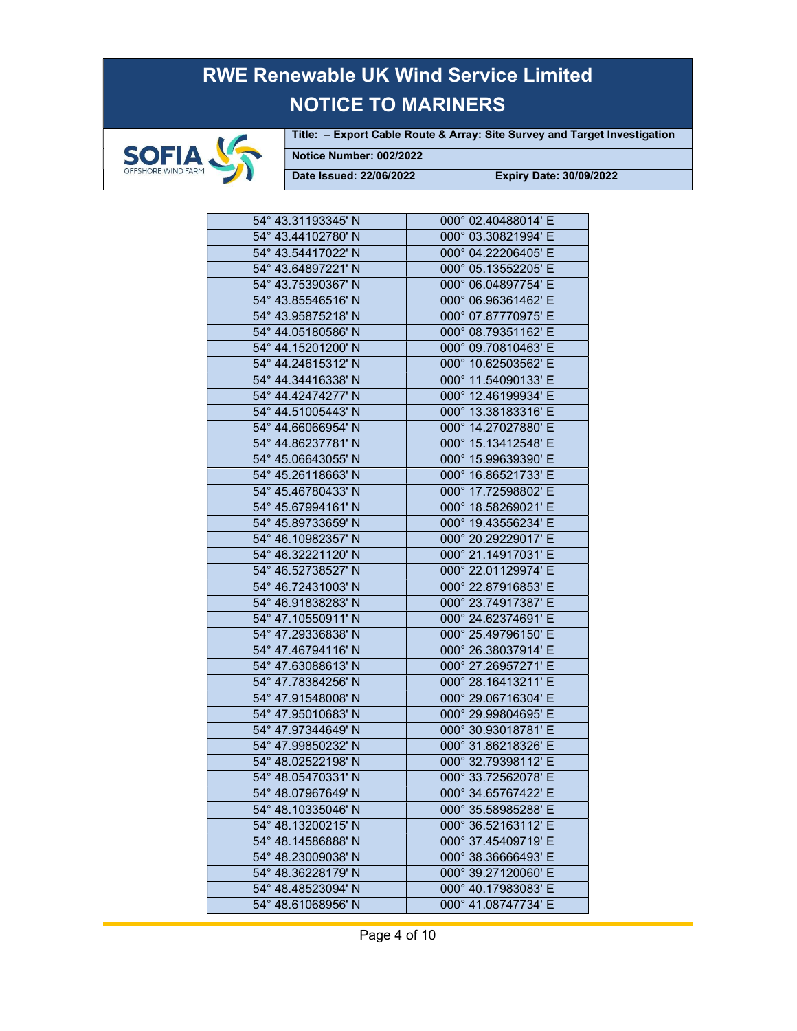| 54° 43.31193345' N | 000° 02.40488014' E |
|---|---|
| 54° 43.44102780' N | 000° 03.30821994' E |
| 54° 43.54417022' N | 000° 04.22206405' E |
| 54° 43.64897221' N | 000° 05.13552205' E |
| 54° 43.75390367' N | 000° 06.04897754' E |
| 54° 43.85546516' N | 000° 06.96361462' E |
| 54° 43.95875218' N | 000° 07.87770975' E |
| 54° 44.05180586' N | 000° 08.79351162' E |
| 54° 44.15201200' N | 000° 09.70810463' E |
| 54° 44.24615312' N | 000° 10.62503562' E |
| 54° 44.34416338' N | 000° 11.54090133' E |
| 54° 44.42474277' N | 000° 12.46199934' E |
| 54° 44.51005443' N | 000° 13.38183316' E |
| 54° 44.66066954' N | 000° 14.27027880' E |
| 54° 44.86237781' N | 000° 15.13412548' E |
| 54° 45.06643055' N | 000° 15.99639390' E |
| 54° 45.26118663' N | 000° 16.86521733' E |
| 54° 45.46780433' N | 000° 17.72598802' E |
| 54° 45.67994161' N | 000° 18.58269021' E |
| 54° 45.89733659' N | 000° 19.43556234' E |
| 54° 46.10982357' N | 000° 20.29229017' E |
| 54° 46.32221120' N | 000° 21.14917031' E |
| 54° 46.52738527' N | 000° 22.01129974' E |
| 54° 46.72431003' N | 000° 22.87916853' E |
| 54° 46.91838283' N | 000° 23.74917387' E |
| 54° 47.10550911' N | 000° 24.62374691' E |
| 54° 47.29336838' N | 000° 25.49796150' E |
| 54° 47.46794116' N | 000° 26.38037914' E |
| 54° 47.63088613' N | 000° 27.26957271' E |
| 54° 47.78384256' N | 000° 28.16413211' E |
| 54° 47.91548008' N | 000° 29.06716304' E |
| 54° 47.95010683' N | 000° 29.99804695' E |
| 54° 47.97344649' N | 000° 30.93018781' E |
| 54° 47.99850232' N | 000° 31.86218326' E |
| 54° 48.02522198' N | 000° 32.79398112' E |
| 54° 48.05470331' N | 000° 33.72562078' E |
| 54° 48.07967649' N | 000° 34.65767422' E |
| 54° 48.10335046' N | 000° 35.58985288' E |
| 54° 48.13200215' N | 000° 36.52163112' E |
| 54° 48.14586888' N | 000° 37.45409719' E |
| 54° 48.23009038' N | 000° 38.36666493' E |
| 54° 48.36228179' N | 000° 39.27120060' E |
| 54° 48.48523094' N | 000° 40.17983083' E |
| 54° 48.61068956' N | 000° 41.08747734' E |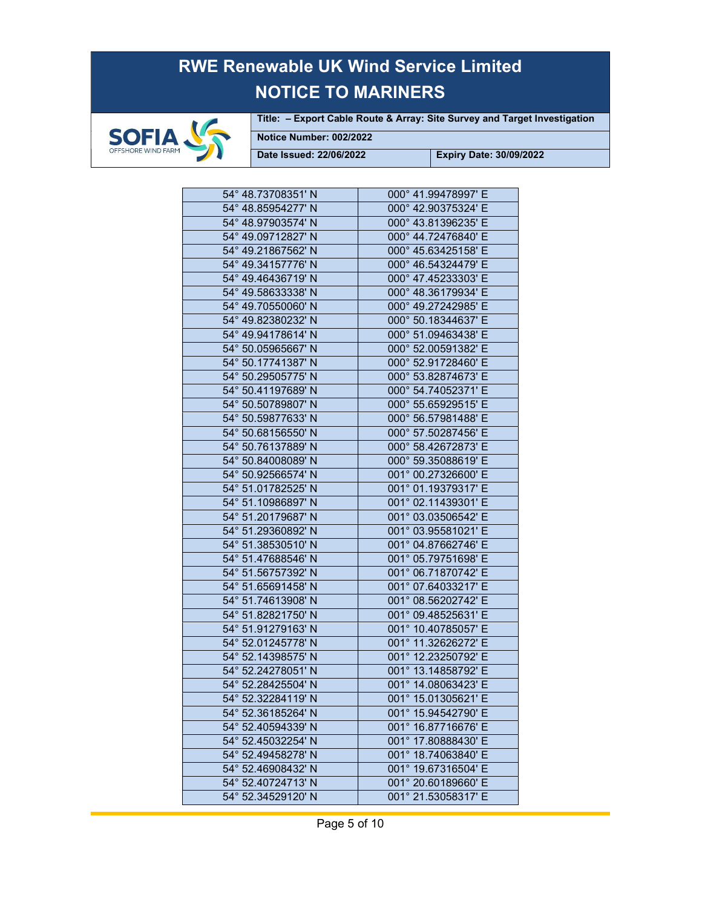| 54° 48.73708351' N | 000° 41.99478997' E |
|---|---|
| 54° 48.85954277' N | 000° 42.90375324' E |
| 54° 48.97903574' N | 000° 43.81396235' E |
| 54° 49.09712827' N | 000° 44.72476840' E |
| 54° 49.21867562' N | 000° 45.63425158' E |
| 54° 49.34157776' N | 000° 46.54324479' E |
| 54° 49.46436719' N | 000° 47.45233303' E |
| 54° 49.58633338' N | 000° 48.36179934' E |
| 54° 49.70550060' N | 000° 49.27242985' E |
| 54° 49.82380232' N | 000° 50.18344637' E |
| 54° 49.94178614' N | 000° 51.09463438' E |
| 54° 50.05965667' N | 000° 52.00591382' E |
| 54° 50.17741387' N | 000° 52.91728460' E |
| 54° 50.29505775' N | 000° 53.82874673' E |
| 54° 50.41197689' N | 000° 54.74052371' E |
| 54° 50.50789807' N | 000° 55.65929515' E |
| 54° 50.59877633' N | 000° 56.57981488' E |
| 54° 50.68156550' N | 000° 57.50287456' E |
| 54° 50.76137889' N | 000° 58.42672873' E |
| 54° 50.84008089' N | 000° 59.35088619' E |
| 54° 50.92566574' N | 001° 00.27326600' E |
| 54° 51.01782525' N | 001° 01.19379317' E |
| 54° 51.10986897' N | 001° 02.11439301' E |
| 54° 51.20179687' N | 001° 03.03506542' E |
| 54° 51.29360892' N | 001° 03.95581021' E |
| 54° 51.38530510' N | 001° 04.87662746' E |
| 54° 51.47688546' N | 001° 05.79751698' E |
| 54° 51.56757392' N | 001° 06.71870742' E |
| 54° 51.65691458' N | 001° 07.64033217' E |
| 54° 51.74613908' N | 001° 08.56202742' E |
| 54° 51.82821750' N | 001° 09.48525631' E |
| 54° 51.91279163' N | 001° 10.40785057' E |
| 54° 52.01245778' N | 001° 11.32626272' E |
| 54° 52.14398575' N | 001° 12.23250792' E |
| 54° 52.24278051' N | 001° 13.14858792' E |
| 54° 52.28425504' N | 001° 14.08063423' E |
| 54° 52.32284119' N | 001° 15.01305621' E |
| 54° 52.36185264' N | 001° 15.94542790' E |
| 54° 52.40594339' N | 001° 16.87716676' E |
| 54° 52.45032254' N | 001° 17.80888430' E |
| 54° 52.49458278' N | 001° 18.74063840' E |
| 54° 52.46908432' N | 001° 19.67316504' E |
| 54° 52.40724713' N | 001° 20.60189660' E |
| 54° 52.34529120' N | 001° 21.53058317' E |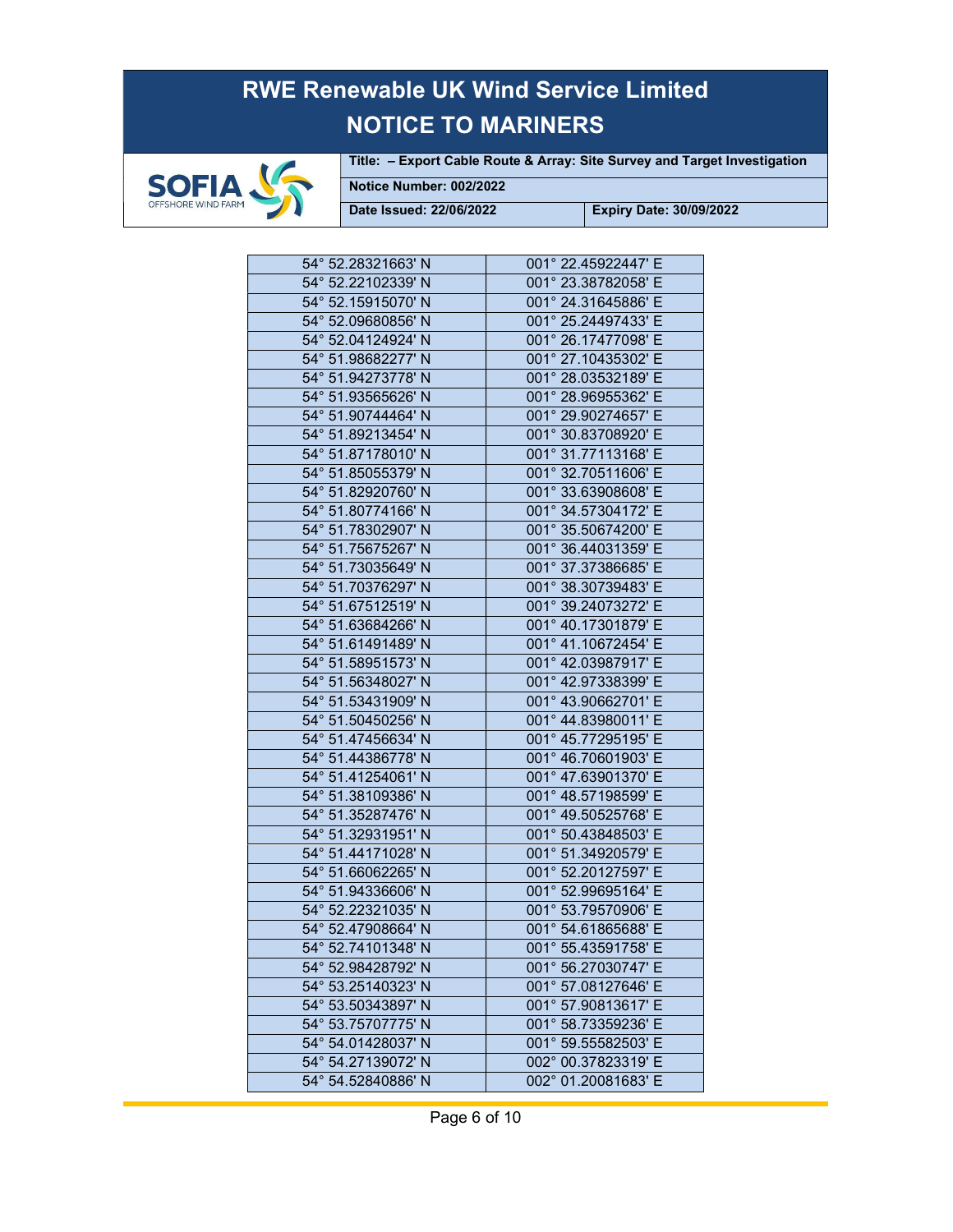| | |
|---|---|
| 54° 52.28321663' N | 001° 22.45922447' E |
| 54° 52.22102339' N | 001° 23.38782058' E |
| 54° 52.15915070' N | 001° 24.31645886' E |
| 54° 52.09680856' N | 001° 25.24497433' E |
| 54° 52.04124924' N | 001° 26.17477098' E |
| 54° 51.98682277' N | 001° 27.10435302' E |
| 54° 51.94273778' N | 001° 28.03532189' E |
| 54° 51.93565626' N | 001° 28.96955362' E |
| 54° 51.90744464' N | 001° 29.90274657' E |
| 54° 51.89213454' N | 001° 30.83708920' E |
| 54° 51.87178010' N | 001° 31.77113168' E |
| 54° 51.85055379' N | 001° 32.70511606' E |
| 54° 51.82920760' N | 001° 33.63908608' E |
| 54° 51.80774166' N | 001° 34.57304172' E |
| 54° 51.78302907' N | 001° 35.50674200' E |
| 54° 51.75675267' N | 001° 36.44031359' E |
| 54° 51.73035649' N | 001° 37.37386685' E |
| 54° 51.70376297' N | 001° 38.30739483' E |
| 54° 51.67512519' N | 001° 39.24073272' E |
| 54° 51.63684266' N | 001° 40.17301879' E |
| 54° 51.61491489' N | 001° 41.10672454' E |
| 54° 51.58951573' N | 001° 42.03987917' E |
| 54° 51.56348027' N | 001° 42.97338399' E |
| 54° 51.53431909' N | 001° 43.90662701' E |
| 54° 51.50450256' N | 001° 44.83980011' E |
| 54° 51.47456634' N | 001° 45.77295195' E |
| 54° 51.44386778' N | 001° 46.70601903' E |
| 54° 51.41254061' N | 001° 47.63901370' E |
| 54° 51.38109386' N | 001° 48.57198599' E |
| 54° 51.35287476' N | 001° 49.50525768' E |
| 54° 51.32931951' N | 001° 50.43848503' E |
| 54° 51.44171028' N | 001° 51.34920579' E |
| 54° 51.66062265' N | 001° 52.20127597' E |
| 54° 51.94336606' N | 001° 52.99695164' E |
| 54° 52.22321035' N | 001° 53.79570906' E |
| 54° 52.47908664' N | 001° 54.61865688' E |
| 54° 52.74101348' N | 001° 55.43591758' E |
| 54° 52.98428792' N | 001° 56.27030747' E |
| 54° 53.25140323' N | 001° 57.08127646' E |
| 54° 53.50343897' N | 001° 57.90813617' E |
| 54° 53.75707775' N | 001° 58.73359236' E |
| 54° 54.01428037' N | 001° 59.55582503' E |
| 54° 54.27139072' N | 002° 00.37823319' E |
| 54° 54.52840886' N | 002° 01.20081683' E |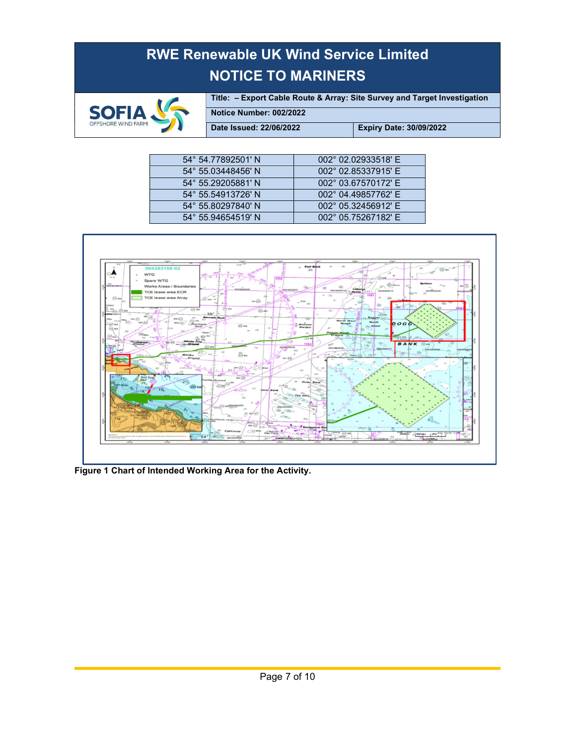# RWE Renewable UK Wind Service Limited
# NOTICE TO MARINERS

| Title: – Export Cable Route & Array: Site Survey and Target Investigation | |
|---|---|
| Notice Number: 002/2022 | |
| Date Issued: 22/06/2022 | Expiry Date: 30/09/2022 |

| | |
|---|---|
| 54° 54.77892501' N | 002° 02.02933518' E |
| 54° 55.03448456' N | 002° 02.85337915' E |
| 54° 55.29205881' N | 002° 03.67570172' E |
| 54° 55.54913726' N | 002° 04.49857762' E |
| 54° 55.80297840' N | 002° 05.32456912' E |
| 54° 55.94654519' N | 002° 05.75267182' E |

**Figure 1 Chart of Intended Working Area for the Activity.**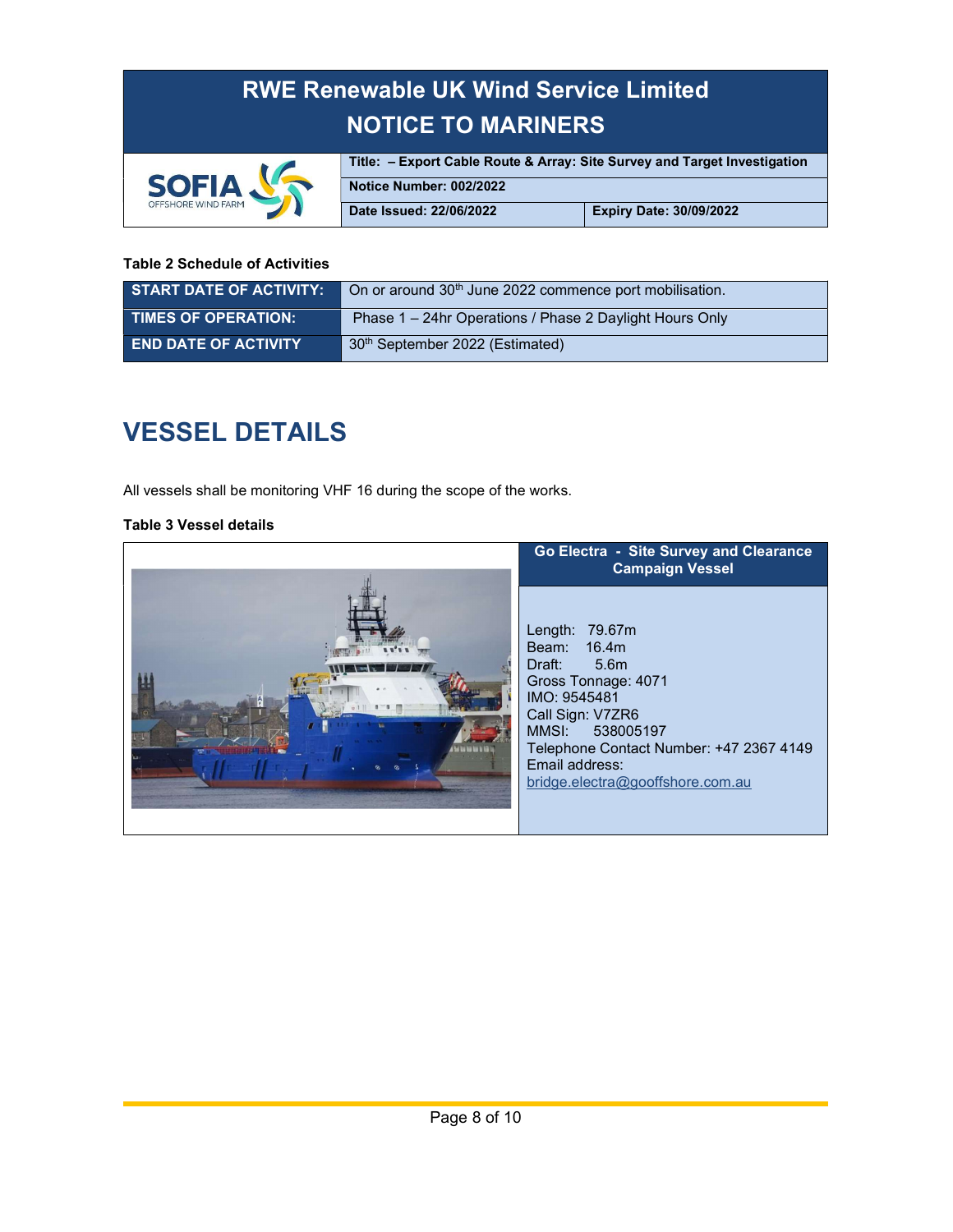| RWE Renewable UK Wind Service Limited NOTICE TO MARINERS | | |
|---|---|---|
| SOFIA OFFSHORE WIND FARM | Title: – Export Cable Route & Array: Site Survey and Target Investigation | |
| | Notice Number: 002/2022 | |
| | Date Issued: 22/06/2022 | Expiry Date: 30/09/2022 |

**Table 2 Schedule of Activities**

| | |
|---|---|
| **START DATE OF ACTIVITY:** | On or around 30th June 2022 commence port mobilisation. |
| **TIMES OF OPERATION:** | Phase 1 – 24hr Operations / Phase 2 Daylight Hours Only |
| **END DATE OF ACTIVITY** | 30th September 2022 (Estimated) |

# VESSEL DETAILS

All vessels shall be monitoring VHF 16 during the scope of the works.

**Table 3 Vessel details**

| | **Go Electra - Site Survey and Clearance Campaign Vessel** |
|---|---|
| | Length: 79.67m<br>Beam: 16.4m<br>Draft: 5.6m<br>Gross Tonnage: 4071<br>IMO: 9545481<br>Call Sign: V7ZR6<br>MMSI: 538005197<br>Telephone Contact Number: +47 2367 4149<br>Email address:<br>bridge.electra@gooffshore.com.au |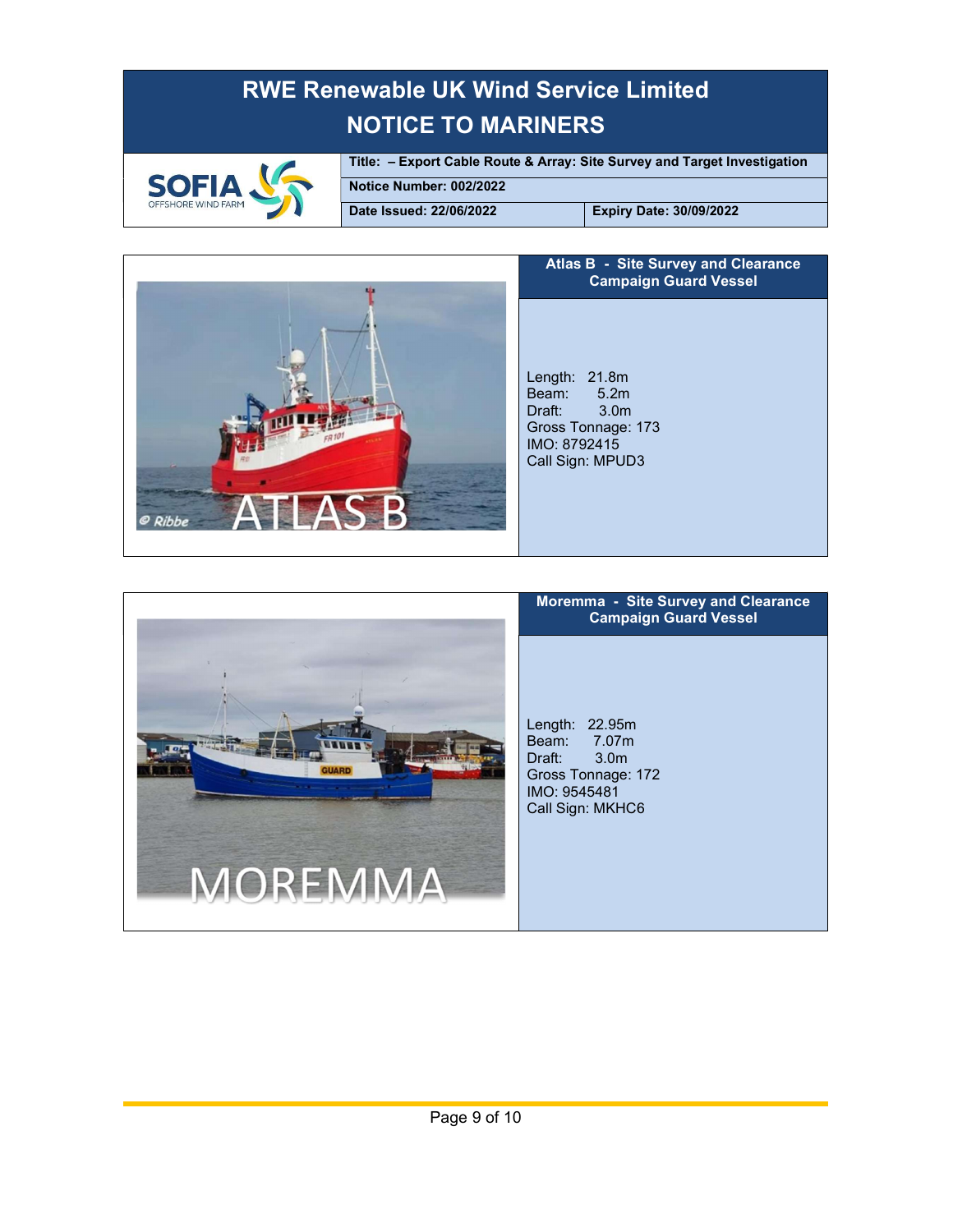# RWE Renewable UK Wind Service Limited
# NOTICE TO MARINERS

| SOFIA OFFSHORE WIND FARM | **Title: – Export Cable Route & Array: Site Survey and Target Investigation** | |
|---|---|---|
| | **Notice Number: 002/2022** | |
| | **Date Issued: 22/06/2022** | **Expiry Date: 30/09/2022** |

## Atlas B - Site Survey and Clearance Campaign Guard Vessel

Length: 21.8m
Beam: 5.2m
Draft: 3.0m
Gross Tonnage: 173
IMO: 8792415
Call Sign: MPUD3

## Moremma - Site Survey and Clearance Campaign Guard Vessel

Length: 22.95m
Beam: 7.07m
Draft: 3.0m
Gross Tonnage: 172
IMO: 9545481
Call Sign: MKHC6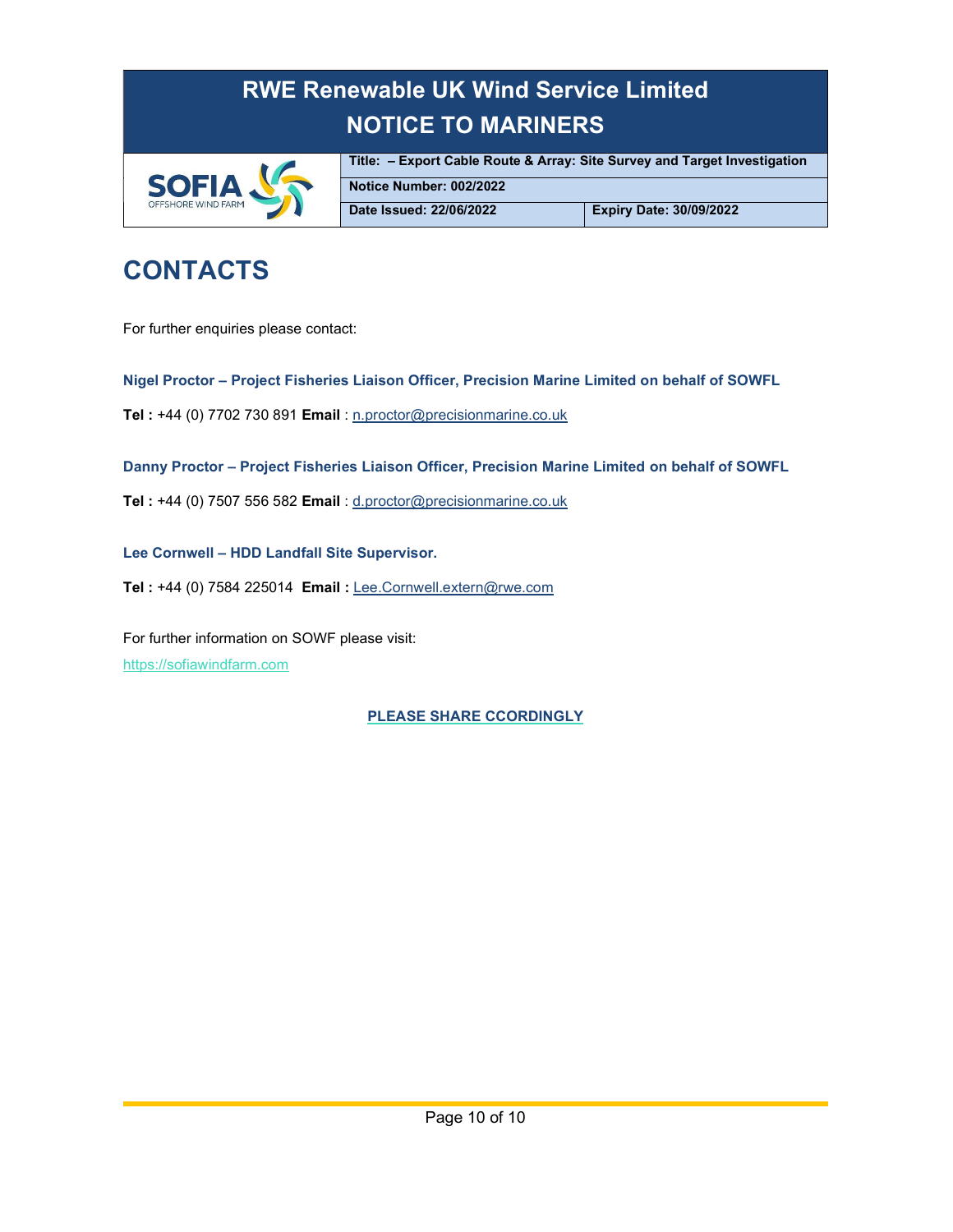# RWE Renewable UK Wind Service Limited
# NOTICE TO MARINERS

| | | |
|---|---|---|
| SOFIA OFFSHORE WIND FARM | **Title: – Export Cable Route & Array: Site Survey and Target Investigation** | |
| | **Notice Number: 002/2022** | |
| | **Date Issued: 22/06/2022** | **Expiry Date: 30/09/2022** |

## CONTACTS

For further enquiries please contact:

**Nigel Proctor – Project Fisheries Liaison Officer, Precision Marine Limited on behalf of SOWFL**

**Tel :** +44 (0) 7702 730 891 **Email** : n.proctor@precisionmarine.co.uk

**Danny Proctor – Project Fisheries Liaison Officer, Precision Marine Limited on behalf of SOWFL**

**Tel :** +44 (0) 7507 556 582 **Email** : d.proctor@precisionmarine.co.uk

**Lee Cornwell – HDD Landfall Site Supervisor.**

**Tel :** +44 (0) 7584 225014 **Email :** Lee.Cornwell.extern@rwe.com

For further information on SOWF please visit:

https://sofiawindfarm.com

**PLEASE SHARE CCORDINGLY**